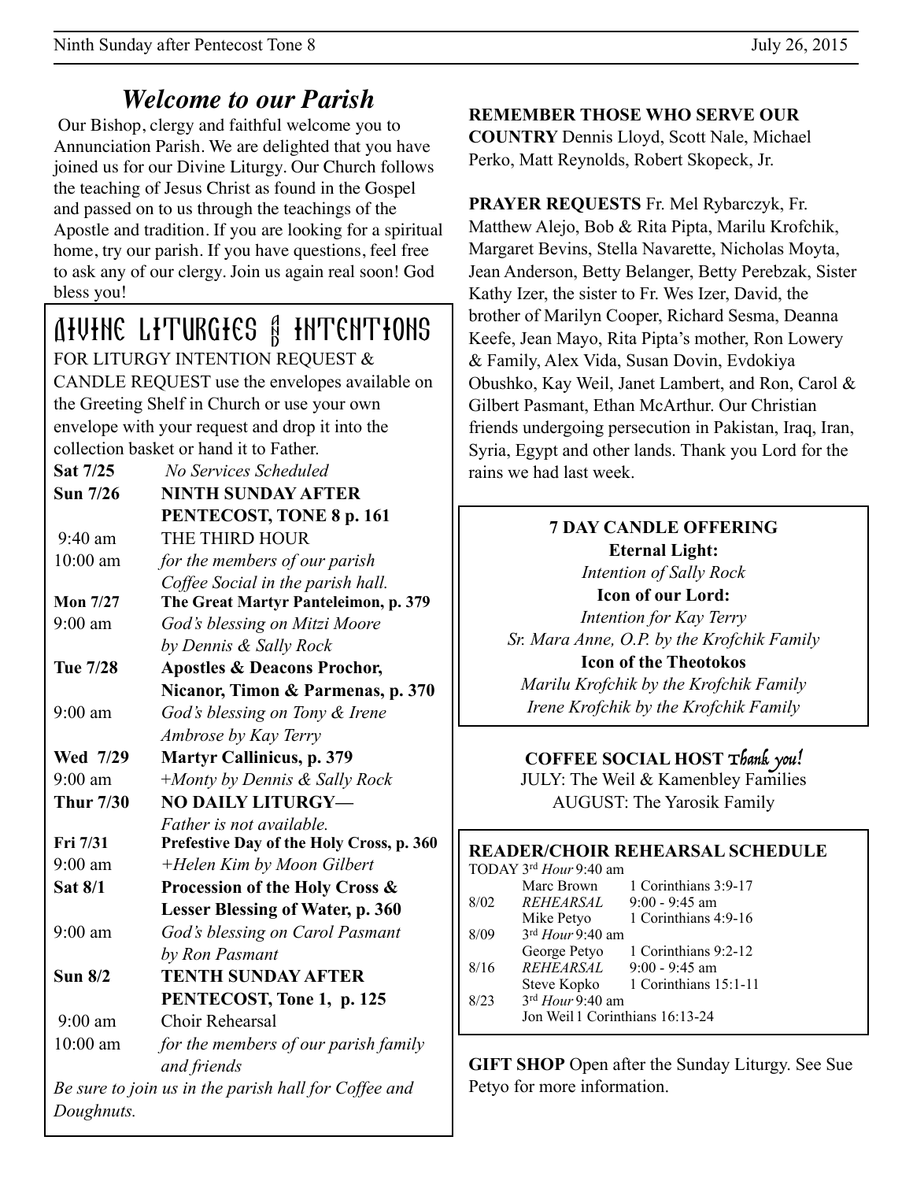## *Welcome to our Parish*

Our Bishop, clergy and faithful welcome you to Annunciation Parish. We are delighted that you have joined us for our Divine Liturgy. Our Church follows the teaching of Jesus Christ as found in the Gospel and passed on to us through the teachings of the Apostle and tradition. If you are looking for a spiritual home, try our parish. If you have questions, feel free to ask any of our clergy. Join us again real soon! God bless you!

## DIVINE LITURGIES & INTENTIONS

FOR LITURGY INTENTION REQUEST & CANDLE REQUEST use the envelopes available on the Greeting Shelf in Church or use your own envelope with your request and drop it into the collection basket or hand it to Father.

| | |
|---|---|
| **Sat 7/25** | *No Services Scheduled* |
| **Sun 7/26** | **NINTH SUNDAY AFTER PENTECOST, TONE 8 p. 161** |
| 9:40 am | THE THIRD HOUR |
| 10:00 am | *for the members of our parish* Coffee Social in the parish hall. |
| **Mon 7/27** | **The Great Martyr Panteleimon, p. 379** |
| 9:00 am | *God's blessing on Mitzi Moore by Dennis & Sally Rock* |
| **Tue 7/28** | **Apostles & Deacons Prochor, Nicanor, Timon & Parmenas, p. 370** |
| 9:00 am | *God's blessing on Tony & Irene Ambrose by Kay Terry* |
| **Wed 7/29** | **Martyr Callinicus, p. 379** |
| 9:00 am | *+Monty by Dennis & Sally Rock* |
| **Thur 7/30** | **NO DAILY LITURGY—** *Father is not available.* |
| **Fri 7/31** | **Prefestive Day of the Holy Cross, p. 360** |
| 9:00 am | *+Helen Kim by Moon Gilbert* |
| **Sat 8/1** | **Procession of the Holy Cross & Lesser Blessing of Water, p. 360** |
| 9:00 am | *God's blessing on Carol Pasmant by Ron Pasmant* |
| **Sun 8/2** | **TENTH SUNDAY AFTER PENTECOST, Tone 1, p. 125** |
| 9:00 am | Choir Rehearsal |
| 10:00 am | *for the members of our parish family and friends* |

*Be sure to join us in the parish hall for Coffee and Doughnuts.*

**REMEMBER THOSE WHO SERVE OUR COUNTRY** Dennis Lloyd, Scott Nale, Michael Perko, Matt Reynolds, Robert Skopeck, Jr.

**PRAYER REQUESTS** Fr. Mel Rybarczyk, Fr. Matthew Alejo, Bob & Rita Pipta, Marilu Krofchik, Margaret Bevins, Stella Navarette, Nicholas Moyta, Jean Anderson, Betty Belanger, Betty Perebzak, Sister Kathy Izer, the sister to Fr. Wes Izer, David, the brother of Marilyn Cooper, Richard Sesma, Deanna Keefe, Jean Mayo, Rita Pipta's mother, Ron Lowery & Family, Alex Vida, Susan Dovin, Evdokiya Obushko, Kay Weil, Janet Lambert, and Ron, Carol & Gilbert Pasmant, Ethan McArthur. Our Christian friends undergoing persecution in Pakistan, Iraq, Iran, Syria, Egypt and other lands. Thank you Lord for the rains we had last week.

**7 DAY CANDLE OFFERING**

**Eternal Light:**
*Intention of Sally Rock*

**Icon of our Lord:**
*Intention for Kay Terry*
*Sr. Mara Anne, O.P. by the Krofchik Family*

**Icon of the Theotokos**
*Marilu Krofchik by the Krofchik Family*
*Irene Krofchik by the Krofchik Family*

**COFFEE SOCIAL HOST** *Thank you!*
JULY: The Weil & Kamenbley Families
AUGUST: The Yarosik Family

**READER/CHOIR REHEARSAL SCHEDULE**

| | | |
|---|---|---|
| TODAY | 3rd *Hour* 9:40 am | |
| | Marc Brown | 1 Corinthians 3:9-17 |
| 8/02 | *REHEARSAL* | 9:00 - 9:45 am |
| | Mike Petyo | 1 Corinthians 4:9-16 |
| 8/09 | 3rd *Hour* 9:40 am | |
| | George Petyo | 1 Corinthians 9:2-12 |
| 8/16 | *REHEARSAL* | 9:00 - 9:45 am |
| | Steve Kopko | 1 Corinthians 15:1-11 |
| 8/23 | 3rd *Hour* 9:40 am | |
| | Jon Weil | 1 Corinthians 16:13-24 |

**GIFT SHOP** Open after the Sunday Liturgy. See Sue Petyo for more information.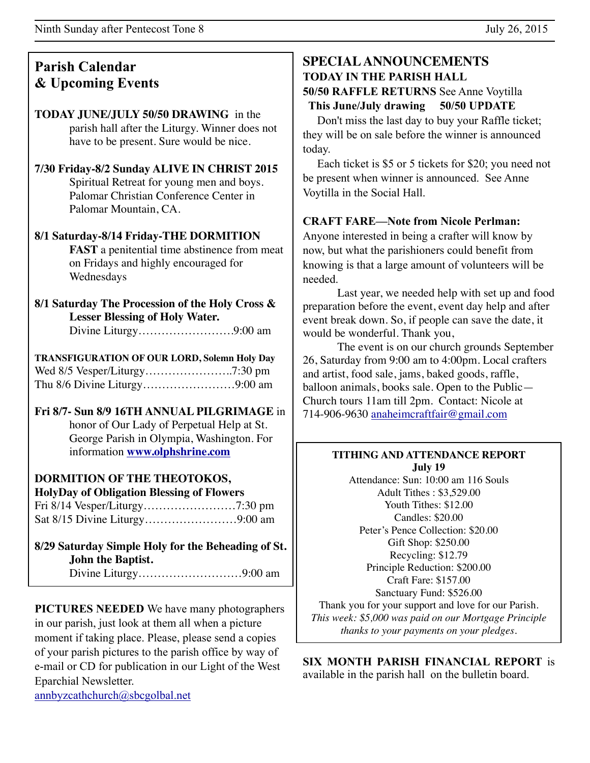## Parish Calendar & Upcoming Events

**TODAY JUNE/JULY 50/50 DRAWING** in the parish hall after the Liturgy. Winner does not have to be present. Sure would be nice.

**7/30 Friday-8/2 Sunday ALIVE IN CHRIST 2015** Spiritual Retreat for young men and boys. Palomar Christian Conference Center in Palomar Mountain, CA.

**8/1 Saturday-8/14 Friday-THE DORMITION FAST** a penitential time abstinence from meat on Fridays and highly encouraged for Wednesdays

**8/1 Saturday The Procession of the Holy Cross & Lesser Blessing of Holy Water.**
Divine Liturgy……………………….9:00 am

**TRANSFIGURATION OF OUR LORD, Solemn Holy Day**
Wed 8/5 Vesper/Liturgy…………………..7:30 pm
Thu 8/6 Divine Liturgy……………………9:00 am

**Fri 8/7- Sun 8/9 16TH ANNUAL PILGRIMAGE** in honor of Our Lady of Perpetual Help at St. George Parish in Olympia, Washington. For information **www.olphshrine.com**

**DORMITION OF THE THEOTOKOS, HolyDay of Obligation Blessing of Flowers**
Fri 8/14 Vesper/Liturgy……………………7:30 pm
Sat 8/15 Divine Liturgy……………………9:00 am

**8/29 Saturday Simple Holy for the Beheading of St. John the Baptist.**
Divine Liturgy………………………9:00 am

**PICTURES NEEDED** We have many photographers in our parish, just look at them all when a picture moment if taking place. Please, please send a copies of your parish pictures to the parish office by way of e-mail or CD for publication in our Light of the West Eparchial Newsletter.
annbyzcathchurch@sbcgolbal.net

## SPECIAL ANNOUNCEMENTS

**TODAY IN THE PARISH HALL**

**50/50 RAFFLE RETURNS** See Anne Voytilla

**This June/July drawing 50/50 UPDATE**

Don't miss the last day to buy your Raffle ticket; they will be on sale before the winner is announced today.

Each ticket is $5 or 5 tickets for $20; you need not be present when winner is announced. See Anne Voytilla in the Social Hall.

**CRAFT FARE—Note from Nicole Perlman:**
Anyone interested in being a crafter will know by now, but what the parishioners could benefit from knowing is that a large amount of volunteers will be needed.

Last year, we needed help with set up and food preparation before the event, event day help and after event break down. So, if people can save the date, it would be wonderful. Thank you,

The event is on our church grounds September 26, Saturday from 9:00 am to 4:00pm. Local crafters and artist, food sale, jams, baked goods, raffle, balloon animals, books sale. Open to the Public—Church tours 11am till 2pm. Contact: Nicole at 714-906-9630 anaheimcraftfair@gmail.com

**TITHING AND ATTENDANCE REPORT**
**July 19**

Attendance: Sun: 10:00 am 116 Souls
Adult Tithes : $3,529.00
Youth Tithes: $12.00
Candles: $20.00
Peter's Pence Collection: $20.00
Gift Shop: $250.00
Recycling: $12.79
Principle Reduction: $200.00
Craft Fare: $157.00
Sanctuary Fund: $526.00
Thank you for your support and love for our Parish.
*This week: $5,000 was paid on our Mortgage Principle thanks to your payments on your pledges.*

**SIX MONTH PARISH FINANCIAL REPORT** is available in the parish hall on the bulletin board.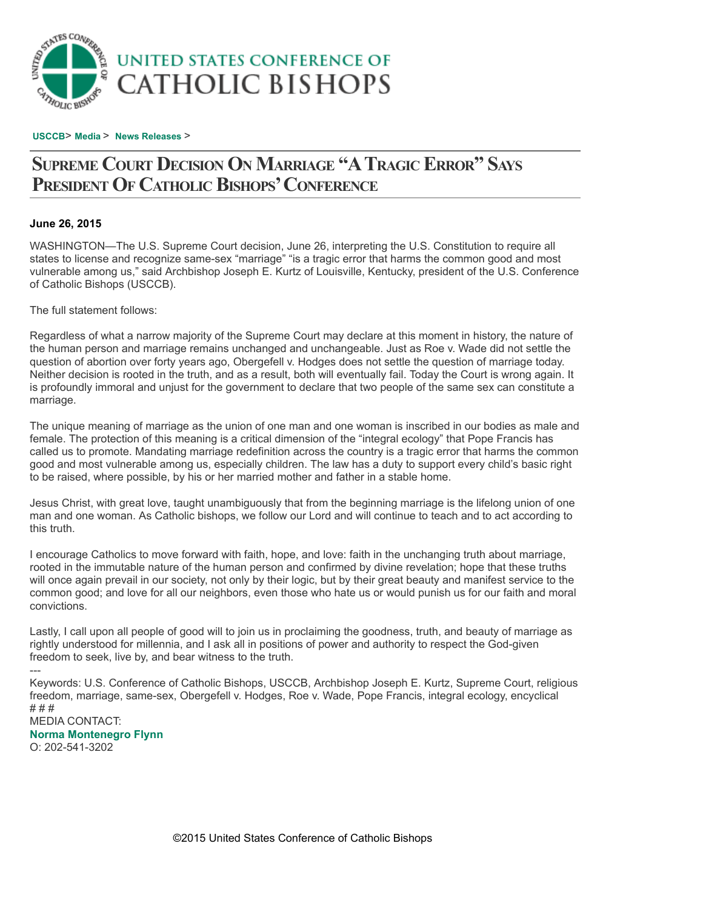# UNITED STATES CONFERENCE OF CATHOLIC BISHOPS

USCCB > Media > News Releases >

# Supreme Court Decision On Marriage "A Tragic Error" Says President Of Catholic Bishops' Conference

**June 26, 2015**

WASHINGTON—The U.S. Supreme Court decision, June 26, interpreting the U.S. Constitution to require all states to license and recognize same-sex "marriage" "is a tragic error that harms the common good and most vulnerable among us," said Archbishop Joseph E. Kurtz of Louisville, Kentucky, president of the U.S. Conference of Catholic Bishops (USCCB).

The full statement follows:

Regardless of what a narrow majority of the Supreme Court may declare at this moment in history, the nature of the human person and marriage remains unchanged and unchangeable. Just as Roe v. Wade did not settle the question of abortion over forty years ago, Obergefell v. Hodges does not settle the question of marriage today. Neither decision is rooted in the truth, and as a result, both will eventually fail. Today the Court is wrong again. It is profoundly immoral and unjust for the government to declare that two people of the same sex can constitute a marriage.

The unique meaning of marriage as the union of one man and one woman is inscribed in our bodies as male and female. The protection of this meaning is a critical dimension of the "integral ecology" that Pope Francis has called us to promote. Mandating marriage redefinition across the country is a tragic error that harms the common good and most vulnerable among us, especially children. The law has a duty to support every child's basic right to be raised, where possible, by his or her married mother and father in a stable home.

Jesus Christ, with great love, taught unambiguously that from the beginning marriage is the lifelong union of one man and one woman. As Catholic bishops, we follow our Lord and will continue to teach and to act according to this truth.

I encourage Catholics to move forward with faith, hope, and love: faith in the unchanging truth about marriage, rooted in the immutable nature of the human person and confirmed by divine revelation; hope that these truths will once again prevail in our society, not only by their logic, but by their great beauty and manifest service to the common good; and love for all our neighbors, even those who hate us or would punish us for our faith and moral convictions.

Lastly, I call upon all people of good will to join us in proclaiming the goodness, truth, and beauty of marriage as rightly understood for millennia, and I ask all in positions of power and authority to respect the God-given freedom to seek, live by, and bear witness to the truth.

---

Keywords: U.S. Conference of Catholic Bishops, USCCB, Archbishop Joseph E. Kurtz, Supreme Court, religious freedom, marriage, same-sex, Obergefell v. Hodges, Roe v. Wade, Pope Francis, integral ecology, encyclical

# # #

MEDIA CONTACT:
**Norma Montenegro Flynn**
O: 202-541-3202

©2015 United States Conference of Catholic Bishops